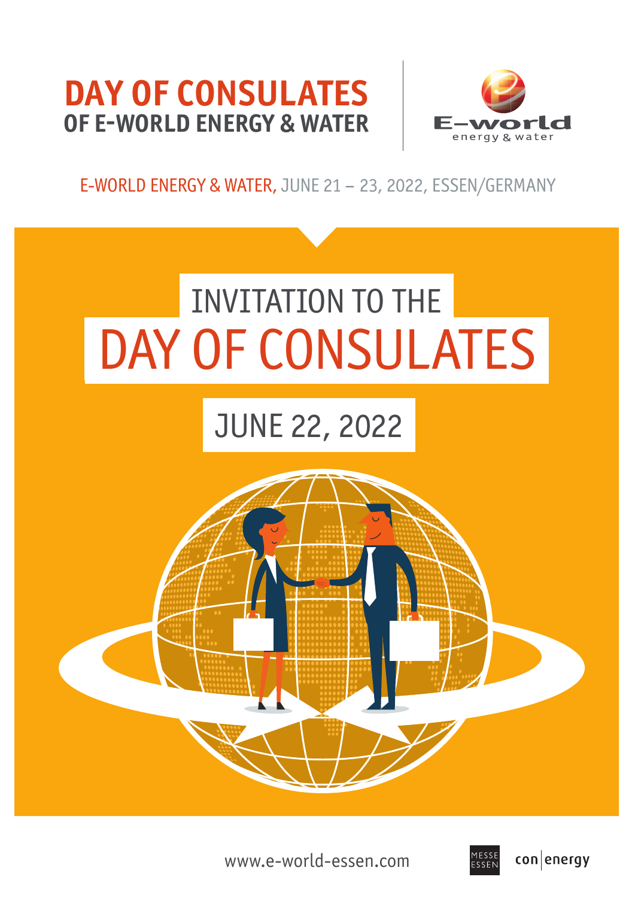# DAY OF CONSULATES

## OF E-WORLD ENERGY & WATER

E-world energy & water

E-WORLD ENERGY & WATER, JUNE 21 – 23, 2022, ESSEN/GERMANY

# INVITATION TO THE DAY OF CONSULATES

## JUNE 22, 2022

www.e-world-essen.com

MESSE ESSEN

con|energy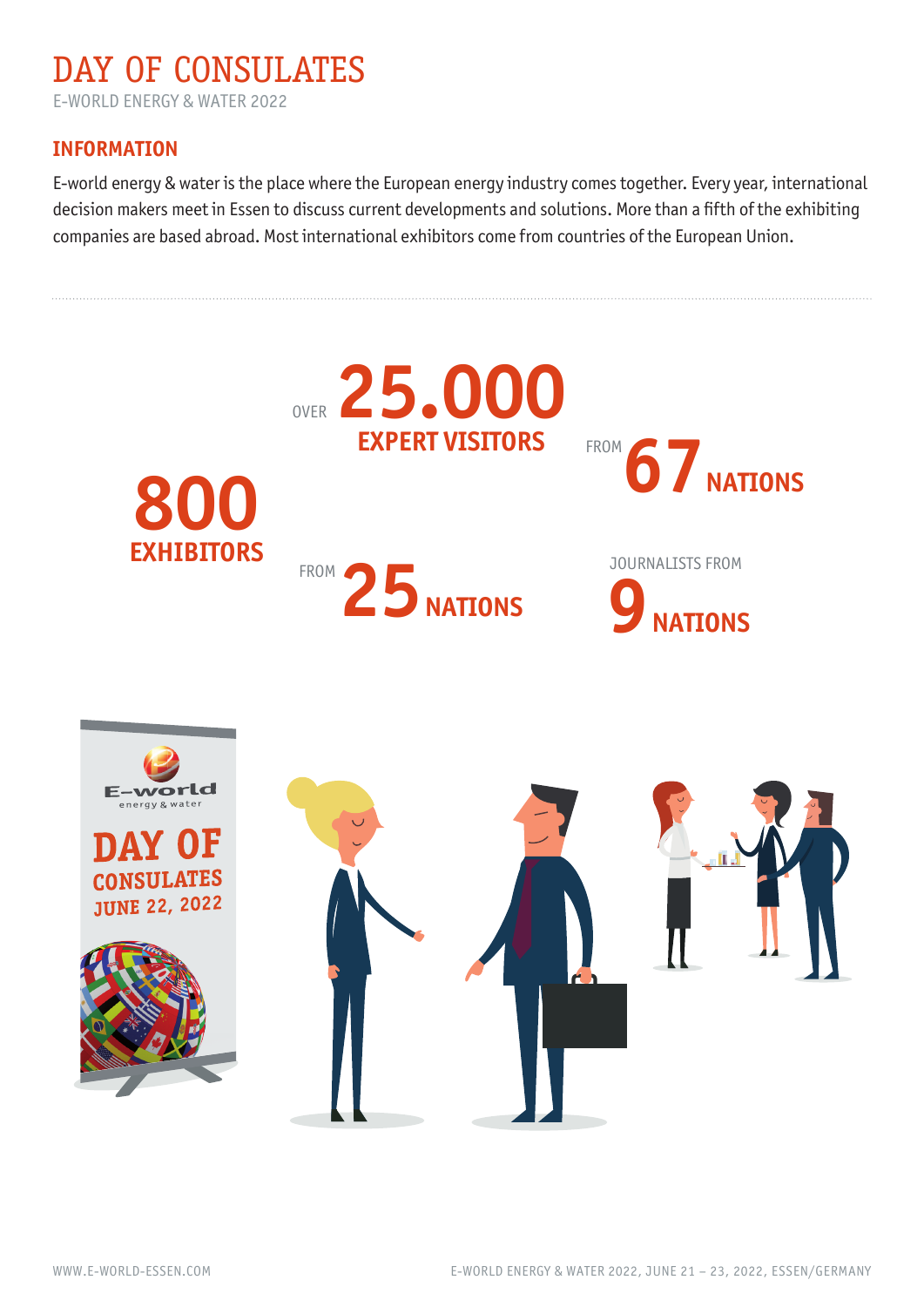# DAY OF CONSULATES

E-WORLD ENERGY & WATER 2022

## INFORMATION

E-world energy & water is the place where the European energy industry comes together. Every year, international decision makers meet in Essen to discuss current developments and solutions. More than a fifth of the exhibiting companies are based abroad. Most international exhibitors come from countries of the European Union.

OVER **25.000** **EXPERT VISITORS**

FROM **67** **NATIONS**

**800** **EXHIBITORS**

FROM **25** **NATIONS**

JOURNALISTS FROM **9** **NATIONS**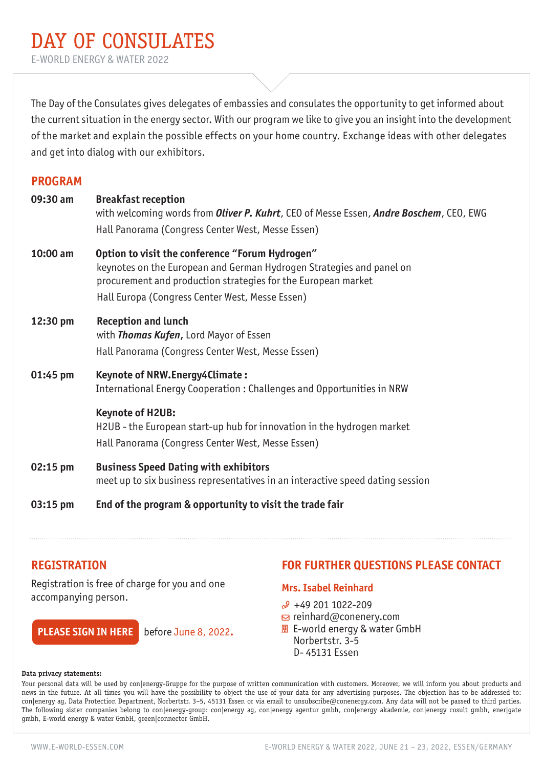# DAY OF CONSULATES

E-WORLD ENERGY & WATER 2022

The Day of the Consulates gives delegates of embassies and consulates the opportunity to get informed about the current situation in the energy sector. With our program we like to give you an insight into the development of the market and explain the possible effects on your home country. Exchange ideas with other delegates and get into dialog with our exhibitors.

## PROGRAM

**09:30 am** **Breakfast reception**
with welcoming words from ***Oliver P. Kuhrt***, CEO of Messe Essen, ***Andre Boschem***, CEO, EWG
Hall Panorama (Congress Center West, Messe Essen)

**10:00 am** **Option to visit the conference "Forum Hydrogen"**
keynotes on the European and German Hydrogen Strategies and panel on procurement and production strategies for the European market
Hall Europa (Congress Center West, Messe Essen)

**12:30 pm** **Reception and lunch**
with ***Thomas Kufen,*** Lord Mayor of Essen
Hall Panorama (Congress Center West, Messe Essen)

**01:45 pm** **Keynote of NRW.Energy4Climate :**
International Energy Cooperation : Challenges and Opportunities in NRW

**Keynote of H2UB:**
H2UB - the European start-up hub for innovation in the hydrogen market
Hall Panorama (Congress Center West, Messe Essen)

**02:15 pm** **Business Speed Dating with exhibitors**
meet up to six business representatives in an interactive speed dating session

**03:15 pm** **End of the program & opportunity to visit the trade fair**

## REGISTRATION

Registration is free of charge for you and one accompanying person.

**PLEASE SIGN IN HERE** before June 8, 2022.

## FOR FURTHER QUESTIONS PLEASE CONTACT

**Mrs. Isabel Reinhard**

+49 201 1022-209
reinhard@conenery.com
E-world energy & water GmbH
Norbertstr. 3-5
D- 45131 Essen

**Data privacy statements:**

Your personal data will be used by con|energy-Gruppe for the purpose of written communication with customers. Moreover, we will inform you about products and news in the future. At all times you will have the possibility to object the use of your data for any advertising purposes. The objection has to be addressed to: con|energy ag, Data Protection Department, Norbertstr. 3–5, 45131 Essen or via email to unsubscribe@conenergy.com. Any data will not be passed to third parties. The following sister companies belong to con|energy-group: con|energy ag, con|energy agentur gmbh, con|energy akademie, con|energy cosult gmbh, ener|gate gmbh, E-world energy & water GmbH, green|connector GmbH.